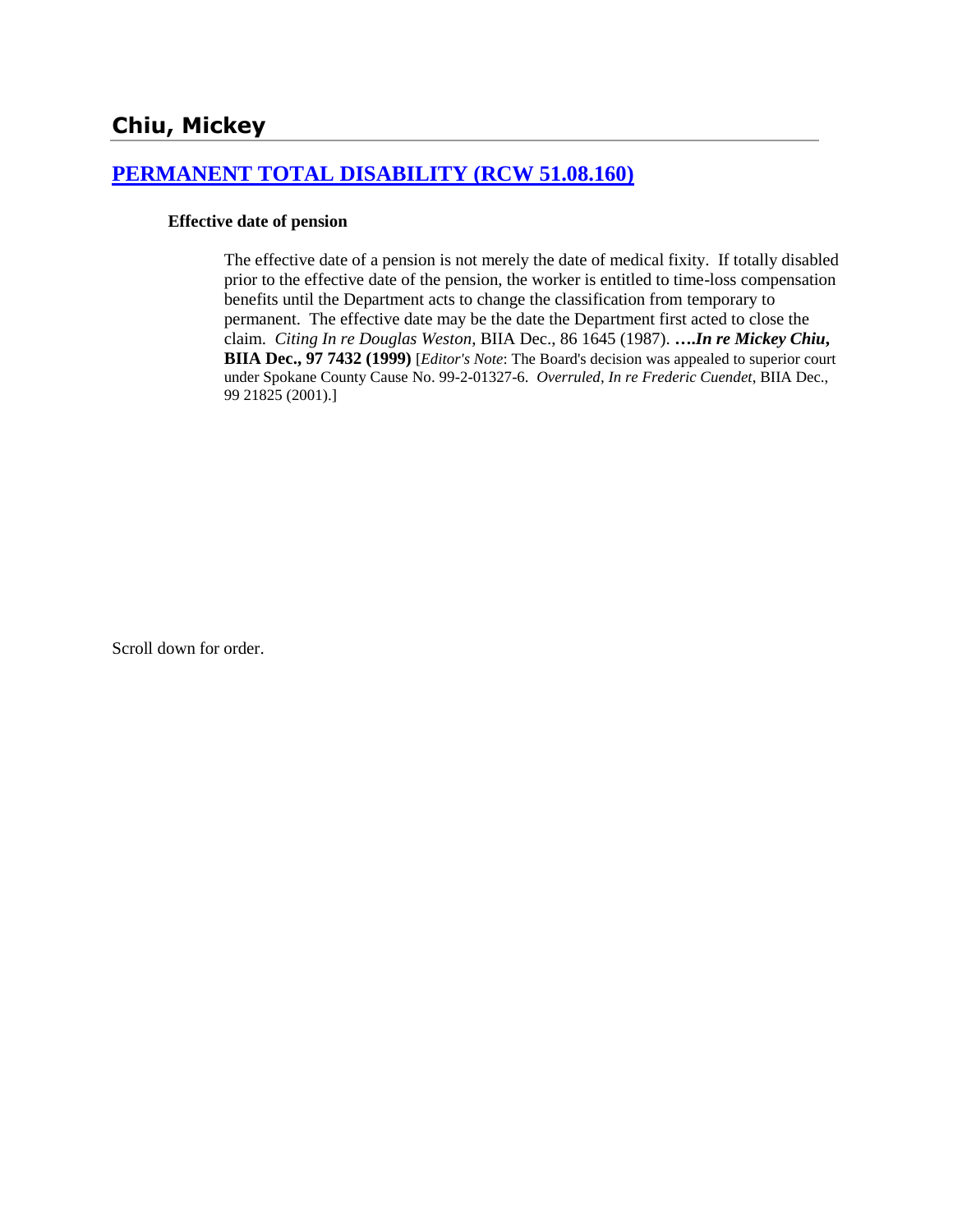# Chiu, Mickey

## PERMANENT TOTAL DISABILITY (RCW 51.08.160)

**Effective date of pension**

The effective date of a pension is not merely the date of medical fixity. If totally disabled prior to the effective date of the pension, the worker is entitled to time-loss compensation benefits until the Department acts to change the classification from temporary to permanent. The effective date may be the date the Department first acted to close the claim. *Citing In re Douglas Weston*, BIIA Dec., 86 1645 (1987). ***….In re Mickey Chiu*, BIIA Dec., 97 7432 (1999)** [*Editor's Note*: The Board's decision was appealed to superior court under Spokane County Cause No. 99-2-01327-6. *Overruled*, *In re Frederic Cuendet*, BIIA Dec., 99 21825 (2001).]

Scroll down for order.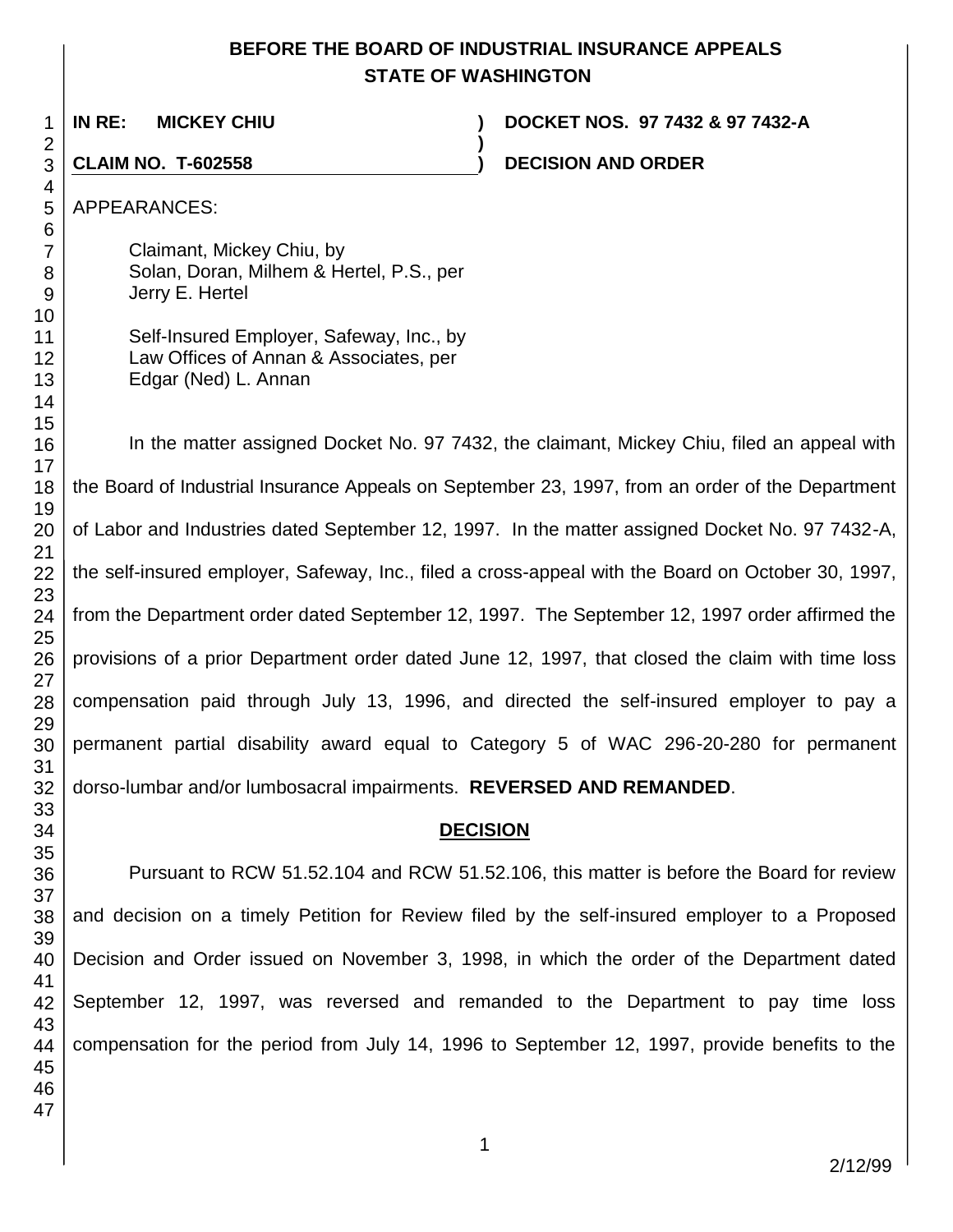# BEFORE THE BOARD OF INDUSTRIAL INSURANCE APPEALS
# STATE OF WASHINGTON

**IN RE: MICKEY CHIU** ) **DOCKET NOS. 97 7432 & 97 7432-A**
)
**CLAIM NO. T-602558** ) **DECISION AND ORDER**

APPEARANCES:

Claimant, Mickey Chiu, by
Solan, Doran, Milhem & Hertel, P.S., per
Jerry E. Hertel

Self-Insured Employer, Safeway, Inc., by
Law Offices of Annan & Associates, per
Edgar (Ned) L. Annan

In the matter assigned Docket No. 97 7432, the claimant, Mickey Chiu, filed an appeal with the Board of Industrial Insurance Appeals on September 23, 1997, from an order of the Department of Labor and Industries dated September 12, 1997. In the matter assigned Docket No. 97 7432-A, the self-insured employer, Safeway, Inc., filed a cross-appeal with the Board on October 30, 1997, from the Department order dated September 12, 1997. The September 12, 1997 order affirmed the provisions of a prior Department order dated June 12, 1997, that closed the claim with time loss compensation paid through July 13, 1996, and directed the self-insured employer to pay a permanent partial disability award equal to Category 5 of WAC 296-20-280 for permanent dorso-lumbar and/or lumbosacral impairments. **REVERSED AND REMANDED**.

## DECISION

Pursuant to RCW 51.52.104 and RCW 51.52.106, this matter is before the Board for review and decision on a timely Petition for Review filed by the self-insured employer to a Proposed Decision and Order issued on November 3, 1998, in which the order of the Department dated September 12, 1997, was reversed and remanded to the Department to pay time loss compensation for the period from July 14, 1996 to September 12, 1997, provide benefits to the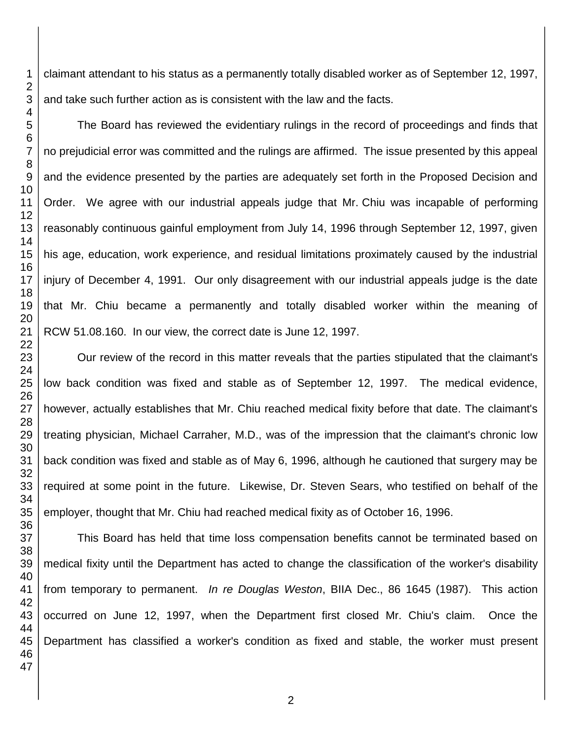claimant attendant to his status as a permanently totally disabled worker as of September 12, 1997, and take such further action as is consistent with the law and the facts.

The Board has reviewed the evidentiary rulings in the record of proceedings and finds that no prejudicial error was committed and the rulings are affirmed. The issue presented by this appeal and the evidence presented by the parties are adequately set forth in the Proposed Decision and Order. We agree with our industrial appeals judge that Mr. Chiu was incapable of performing reasonably continuous gainful employment from July 14, 1996 through September 12, 1997, given his age, education, work experience, and residual limitations proximately caused by the industrial injury of December 4, 1991. Our only disagreement with our industrial appeals judge is the date that Mr. Chiu became a permanently and totally disabled worker within the meaning of RCW 51.08.160. In our view, the correct date is June 12, 1997.

Our review of the record in this matter reveals that the parties stipulated that the claimant's low back condition was fixed and stable as of September 12, 1997. The medical evidence, however, actually establishes that Mr. Chiu reached medical fixity before that date. The claimant's treating physician, Michael Carraher, M.D., was of the impression that the claimant's chronic low back condition was fixed and stable as of May 6, 1996, although he cautioned that surgery may be required at some point in the future. Likewise, Dr. Steven Sears, who testified on behalf of the employer, thought that Mr. Chiu had reached medical fixity as of October 16, 1996.

This Board has held that time loss compensation benefits cannot be terminated based on medical fixity until the Department has acted to change the classification of the worker's disability from temporary to permanent. *In re Douglas Weston*, BIIA Dec., 86 1645 (1987). This action occurred on June 12, 1997, when the Department first closed Mr. Chiu's claim. Once the Department has classified a worker's condition as fixed and stable, the worker must present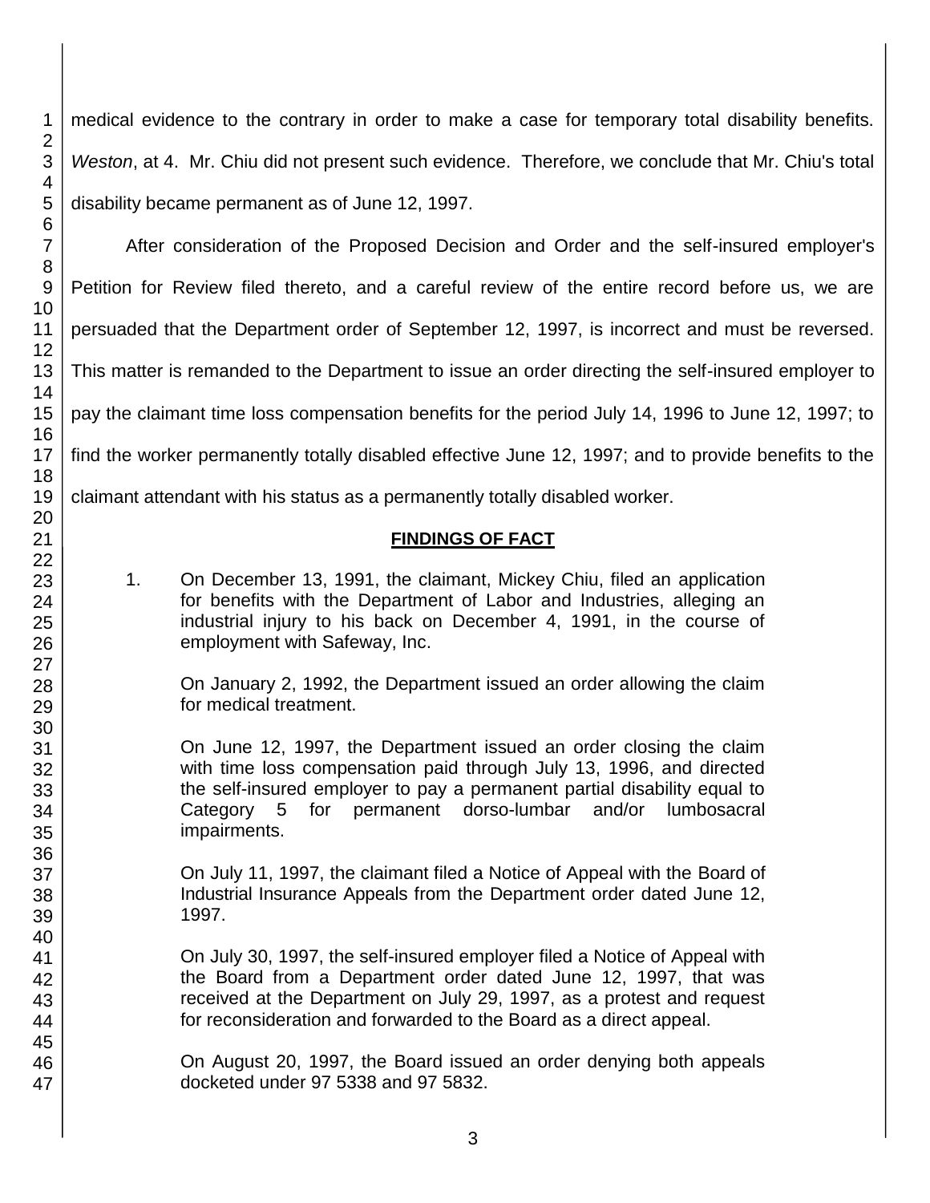medical evidence to the contrary in order to make a case for temporary total disability benefits. *Weston*, at 4. Mr. Chiu did not present such evidence. Therefore, we conclude that Mr. Chiu's total disability became permanent as of June 12, 1997.

After consideration of the Proposed Decision and Order and the self-insured employer's Petition for Review filed thereto, and a careful review of the entire record before us, we are persuaded that the Department order of September 12, 1997, is incorrect and must be reversed. This matter is remanded to the Department to issue an order directing the self-insured employer to pay the claimant time loss compensation benefits for the period July 14, 1996 to June 12, 1997; to find the worker permanently totally disabled effective June 12, 1997; and to provide benefits to the claimant attendant with his status as a permanently totally disabled worker.

## FINDINGS OF FACT

1. On December 13, 1991, the claimant, Mickey Chiu, filed an application for benefits with the Department of Labor and Industries, alleging an industrial injury to his back on December 4, 1991, in the course of employment with Safeway, Inc.

   On January 2, 1992, the Department issued an order allowing the claim for medical treatment.

   On June 12, 1997, the Department issued an order closing the claim with time loss compensation paid through July 13, 1996, and directed the self-insured employer to pay a permanent partial disability equal to Category 5 for permanent dorso-lumbar and/or lumbosacral impairments.

   On July 11, 1997, the claimant filed a Notice of Appeal with the Board of Industrial Insurance Appeals from the Department order dated June 12, 1997.

   On July 30, 1997, the self-insured employer filed a Notice of Appeal with the Board from a Department order dated June 12, 1997, that was received at the Department on July 29, 1997, as a protest and request for reconsideration and forwarded to the Board as a direct appeal.

   On August 20, 1997, the Board issued an order denying both appeals docketed under 97 5338 and 97 5832.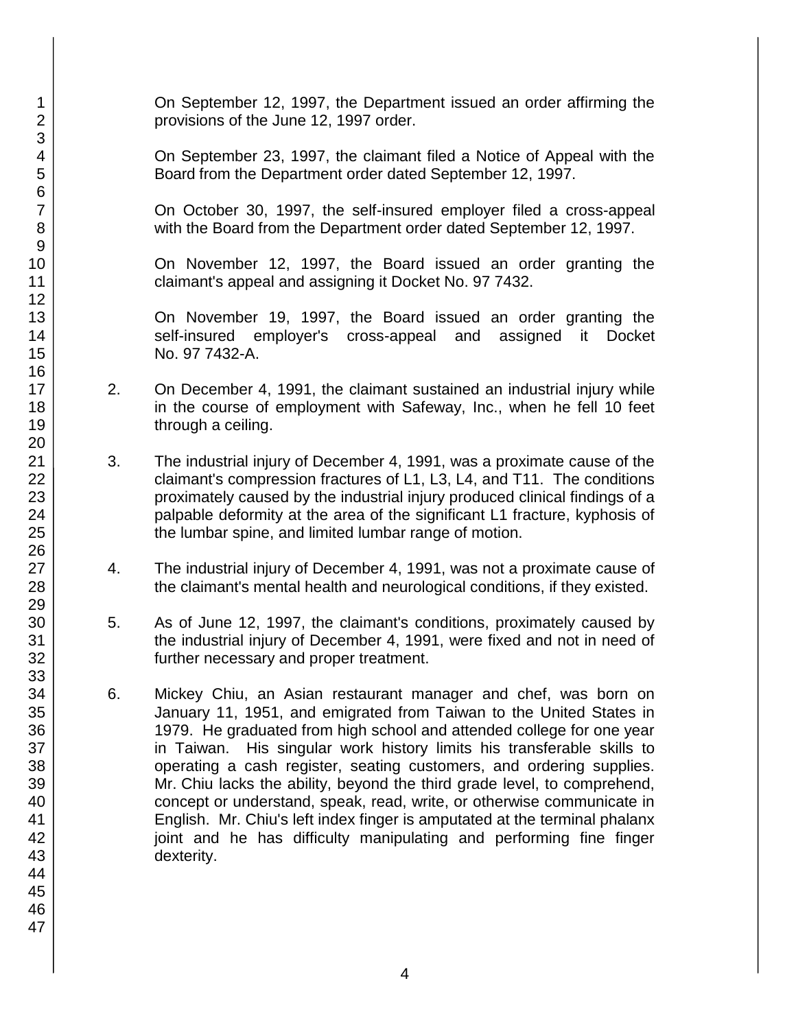On September 12, 1997, the Department issued an order affirming the provisions of the June 12, 1997 order.

On September 23, 1997, the claimant filed a Notice of Appeal with the Board from the Department order dated September 12, 1997.

On October 30, 1997, the self-insured employer filed a cross-appeal with the Board from the Department order dated September 12, 1997.

On November 12, 1997, the Board issued an order granting the claimant's appeal and assigning it Docket No. 97 7432.

On November 19, 1997, the Board issued an order granting the self-insured employer's cross-appeal and assigned it Docket No. 97 7432-A.

2. On December 4, 1991, the claimant sustained an industrial injury while in the course of employment with Safeway, Inc., when he fell 10 feet through a ceiling.

3. The industrial injury of December 4, 1991, was a proximate cause of the claimant's compression fractures of L1, L3, L4, and T11. The conditions proximately caused by the industrial injury produced clinical findings of a palpable deformity at the area of the significant L1 fracture, kyphosis of the lumbar spine, and limited lumbar range of motion.

4. The industrial injury of December 4, 1991, was not a proximate cause of the claimant's mental health and neurological conditions, if they existed.

5. As of June 12, 1997, the claimant's conditions, proximately caused by the industrial injury of December 4, 1991, were fixed and not in need of further necessary and proper treatment.

6. Mickey Chiu, an Asian restaurant manager and chef, was born on January 11, 1951, and emigrated from Taiwan to the United States in 1979. He graduated from high school and attended college for one year in Taiwan. His singular work history limits his transferable skills to operating a cash register, seating customers, and ordering supplies. Mr. Chiu lacks the ability, beyond the third grade level, to comprehend, concept or understand, speak, read, write, or otherwise communicate in English. Mr. Chiu's left index finger is amputated at the terminal phalanx joint and he has difficulty manipulating and performing fine finger dexterity.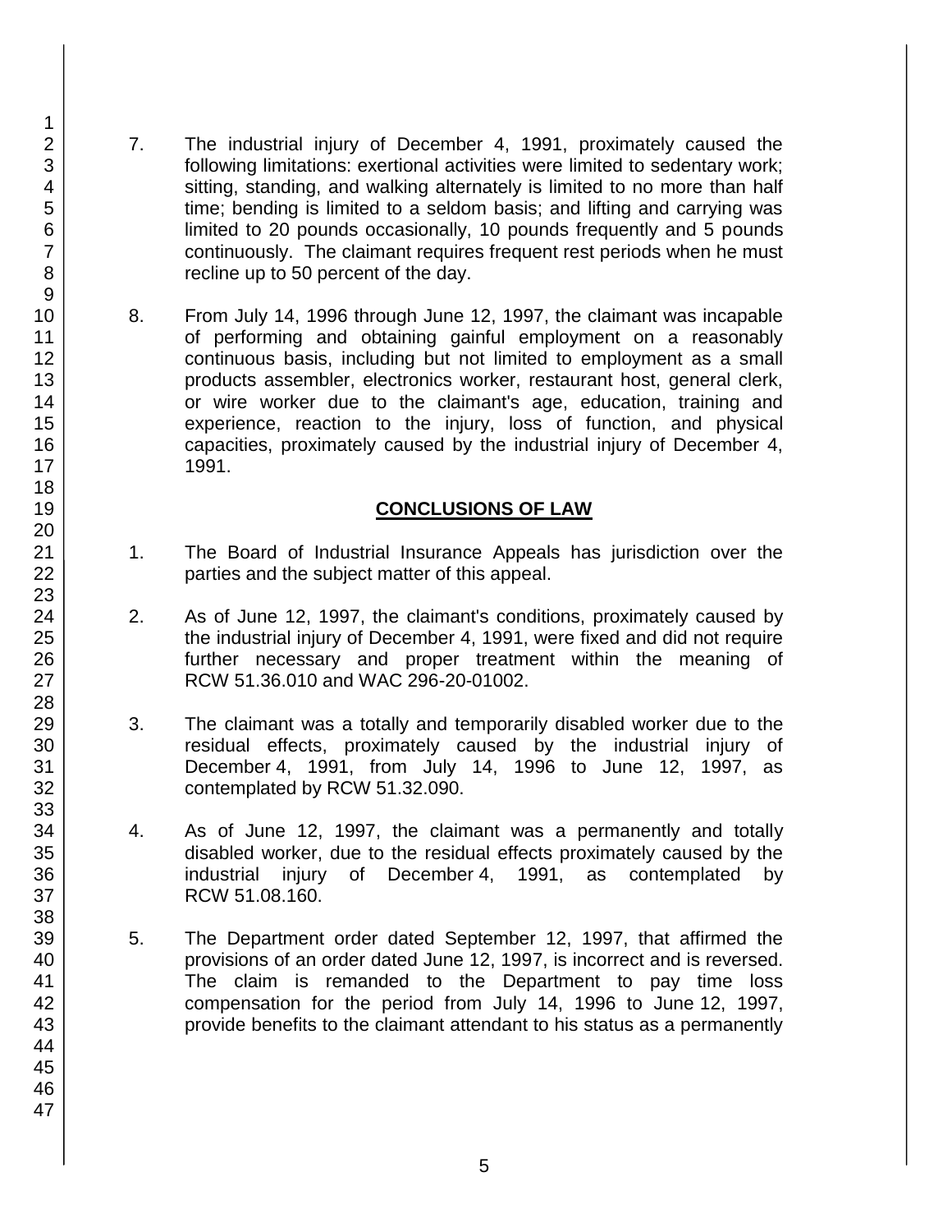7. The industrial injury of December 4, 1991, proximately caused the following limitations: exertional activities were limited to sedentary work; sitting, standing, and walking alternately is limited to no more than half time; bending is limited to a seldom basis; and lifting and carrying was limited to 20 pounds occasionally, 10 pounds frequently and 5 pounds continuously. The claimant requires frequent rest periods when he must recline up to 50 percent of the day.

8. From July 14, 1996 through June 12, 1997, the claimant was incapable of performing and obtaining gainful employment on a reasonably continuous basis, including but not limited to employment as a small products assembler, electronics worker, restaurant host, general clerk, or wire worker due to the claimant's age, education, training and experience, reaction to the injury, loss of function, and physical capacities, proximately caused by the industrial injury of December 4, 1991.

## CONCLUSIONS OF LAW

1. The Board of Industrial Insurance Appeals has jurisdiction over the parties and the subject matter of this appeal.

2. As of June 12, 1997, the claimant's conditions, proximately caused by the industrial injury of December 4, 1991, were fixed and did not require further necessary and proper treatment within the meaning of RCW 51.36.010 and WAC 296-20-01002.

3. The claimant was a totally and temporarily disabled worker due to the residual effects, proximately caused by the industrial injury of December 4, 1991, from July 14, 1996 to June 12, 1997, as contemplated by RCW 51.32.090.

4. As of June 12, 1997, the claimant was a permanently and totally disabled worker, due to the residual effects proximately caused by the industrial injury of December 4, 1991, as contemplated by RCW 51.08.160.

5. The Department order dated September 12, 1997, that affirmed the provisions of an order dated June 12, 1997, is incorrect and is reversed. The claim is remanded to the Department to pay time loss compensation for the period from July 14, 1996 to June 12, 1997, provide benefits to the claimant attendant to his status as a permanently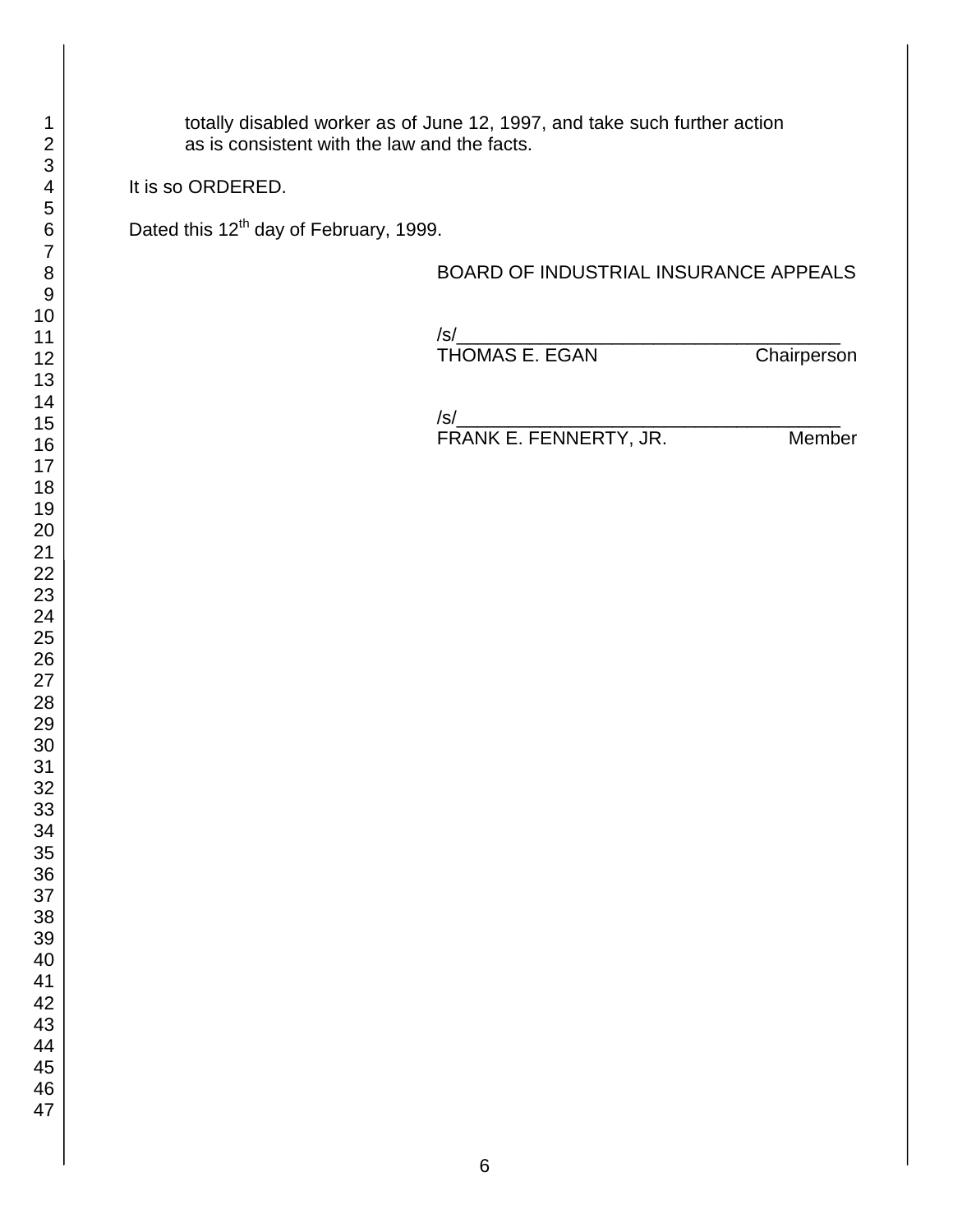totally disabled worker as of June 12, 1997, and take such further action as is consistent with the law and the facts.

It is so ORDERED.

Dated this 12th day of February, 1999.

BOARD OF INDUSTRIAL INSURANCE APPEALS

/s/______________________________________
THOMAS E. EGAN Chairperson

/s/______________________________________
FRANK E. FENNERTY, JR. Member